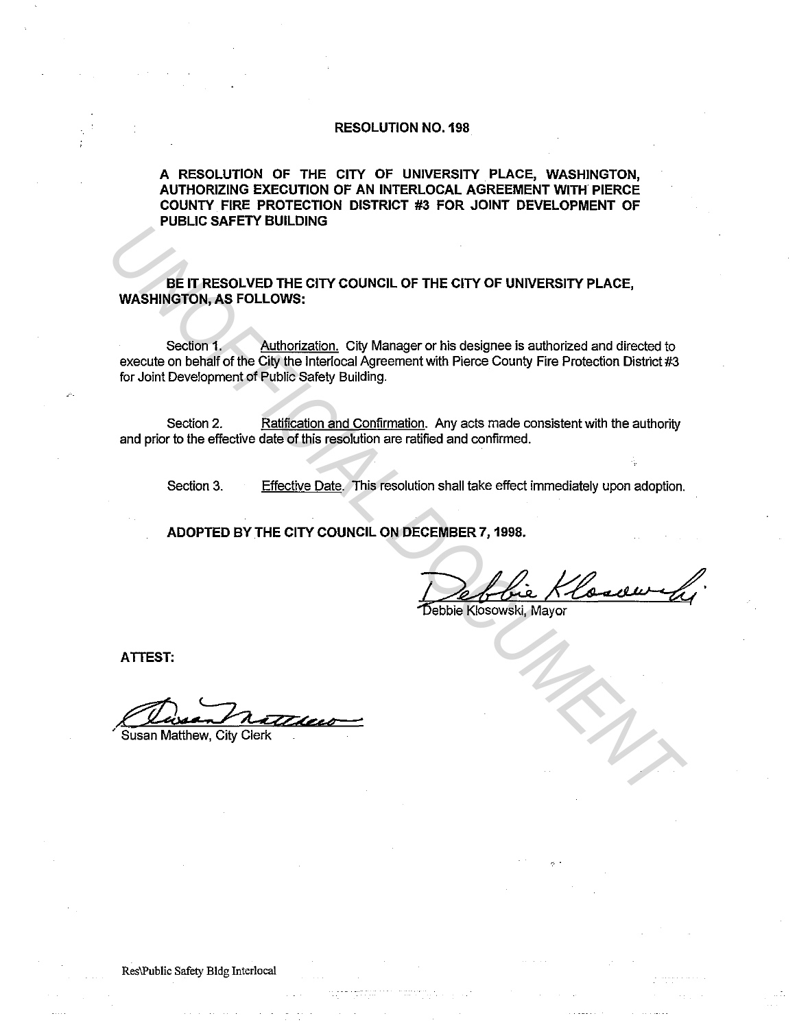# RESOLUTION NO. 198

**A RESOLUTION OF THE CITY OF UNIVERSITY PLACE, WASHINGTON, AUTHORIZING EXECUTION OF AN INTERLOCAL AGREEMENT WITH PIERCE COUNTY FIRE PROTECTION DISTRICT #3 FOR JOINT DEVELOPMENT OF PUBLIC SAFETY BUILDING**

**BE IT RESOLVED THE CITY COUNCIL OF THE CITY OF UNIVERSITY PLACE, WASHINGTON, AS FOLLOWS:**

Section 1. Authorization. City Manager or his designee is authorized and directed to execute on behalf of the City the Interlocal Agreement with Pierce County Fire Protection District #3 for Joint Development of Public Safety Building.

Section 2. Ratification and Confirmation. Any acts made consistent with the authority and prior to the effective date of this resolution are ratified and confirmed.

Section 3. Effective Date. This resolution shall take effect immediately upon adoption.

**ADOPTED BY THE CITY COUNCIL ON DECEMBER 7, 1998.**

Debbie Klosowski, Mayor

**ATTEST:**

Susan Matthew, City Clerk

Res\Public Safety Bldg Interlocal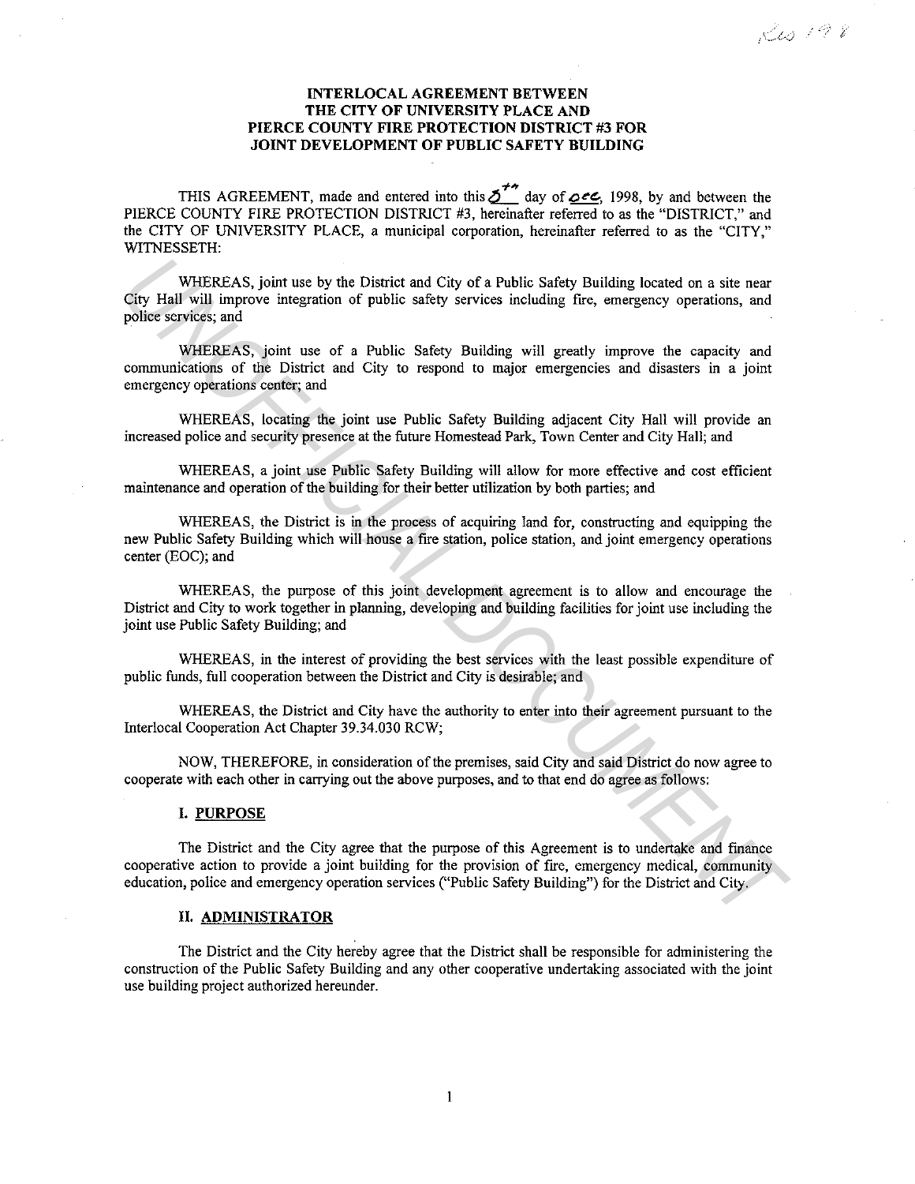# INTERLOCAL AGREEMENT BETWEEN THE CITY OF UNIVERSITY PLACE AND PIERCE COUNTY FIRE PROTECTION DISTRICT #3 FOR JOINT DEVELOPMENT OF PUBLIC SAFETY BUILDING

THIS AGREEMENT, made and entered into this 5th day of Dec, 1998, by and between the PIERCE COUNTY FIRE PROTECTION DISTRICT #3, hereinafter referred to as the "DISTRICT," and the CITY OF UNIVERSITY PLACE, a municipal corporation, hereinafter referred to as the "CITY," WITNESSETH:

WHEREAS, joint use by the District and City of a Public Safety Building located on a site near City Hall will improve integration of public safety services including fire, emergency operations, and police services; and

WHEREAS, joint use of a Public Safety Building will greatly improve the capacity and communications of the District and City to respond to major emergencies and disasters in a joint emergency operations center; and

WHEREAS, locating the joint use Public Safety Building adjacent City Hall will provide an increased police and security presence at the future Homestead Park, Town Center and City Hall; and

WHEREAS, a joint use Public Safety Building will allow for more effective and cost efficient maintenance and operation of the building for their better utilization by both parties; and

WHEREAS, the District is in the process of acquiring land for, constructing and equipping the new Public Safety Building which will house a fire station, police station, and joint emergency operations center (EOC); and

WHEREAS, the purpose of this joint development agreement is to allow and encourage the District and City to work together in planning, developing and building facilities for joint use including the joint use Public Safety Building; and

WHEREAS, in the interest of providing the best services with the least possible expenditure of public funds, full cooperation between the District and City is desirable; and

WHEREAS, the District and City have the authority to enter into their agreement pursuant to the Interlocal Cooperation Act Chapter 39.34.030 RCW;

NOW, THEREFORE, in consideration of the premises, said City and said District do now agree to cooperate with each other in carrying out the above purposes, and to that end do agree as follows:

## I. PURPOSE

The District and the City agree that the purpose of this Agreement is to undertake and finance cooperative action to provide a joint building for the provision of fire, emergency medical, community education, police and emergency operation services ("Public Safety Building") for the District and City.

## II. ADMINISTRATOR

The District and the City hereby agree that the District shall be responsible for administering the construction of the Public Safety Building and any other cooperative undertaking associated with the joint use building project authorized hereunder.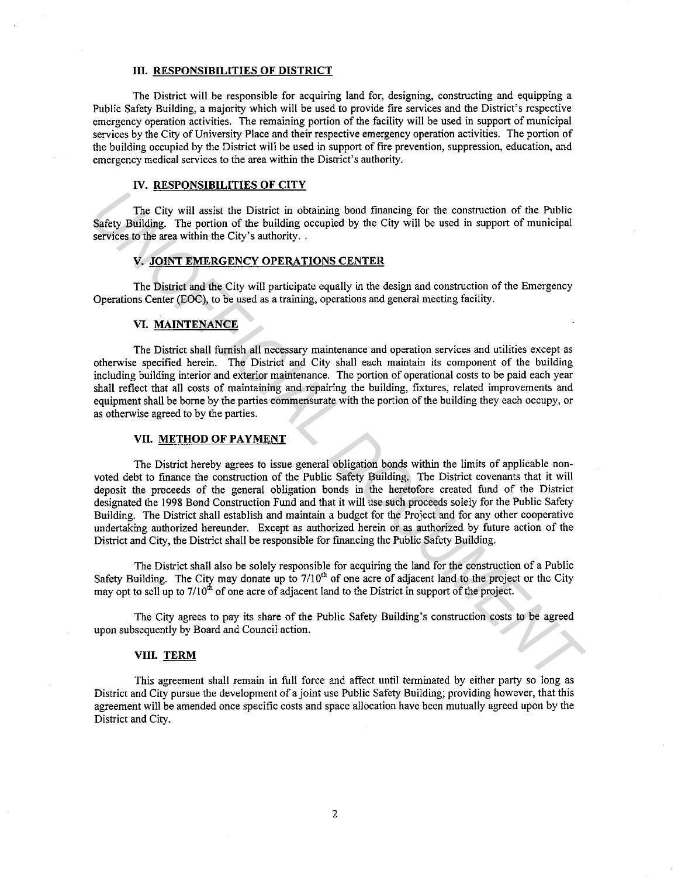### III. RESPONSIBILITIES OF DISTRICT

The District will be responsible for acquiring land for, designing, constructing and equipping a Public Safety Building, a majority which will be used to provide fire services and the District's respective emergency operation activities. The remaining portion of the facility will be used in support of municipal services by the City of University Place and their respective emergency operation activities. The portion of the building occupied by the District will be used in support of fire prevention, suppression, education, and emergency medical services to the area within the District's authority.

### IV. RESPONSIBILITIES OF CITY

The City will assist the District in obtaining bond financing for the construction of the Public Safety Building. The portion of the building occupied by the City will be used in support of municipal services to the area within the City's authority.

### V. JOINT EMERGENCY OPERATIONS CENTER

The District and the City will participate equally in the design and construction of the Emergency Operations Center (EOC), to be used as a training, operations and general meeting facility.

### VI. MAINTENANCE

The District shall furnish all necessary maintenance and operation services and utilities except as otherwise specified herein. The District and City shall each maintain its component of the building including building interior and exterior maintenance. The portion of operational costs to be paid each year shall reflect that all costs of maintaining and repairing the building, fixtures, related improvements and equipment shall be borne by the parties commensurate with the portion of the building they each occupy, or as otherwise agreed to by the parties.

### VII. METHOD OF PAYMENT

The District hereby agrees to issue general obligation bonds within the limits of applicable non-voted debt to finance the construction of the Public Safety Building. The District covenants that it will deposit the proceeds of the general obligation bonds in the heretofore created fund of the District designated the 1998 Bond Construction Fund and that it will use such proceeds solely for the Public Safety Building. The District shall establish and maintain a budget for the Project and for any other cooperative undertaking authorized hereunder. Except as authorized herein or as authorized by future action of the District and City, the District shall be responsible for financing the Public Safety Building.

The District shall also be solely responsible for acquiring the land for the construction of a Public Safety Building. The City may donate up to 7/10th of one acre of adjacent land to the project or the City may opt to sell up to 7/10th of one acre of adjacent land to the District in support of the project.

The City agrees to pay its share of the Public Safety Building's construction costs to be agreed upon subsequently by Board and Council action.

### VIII. TERM

This agreement shall remain in full force and affect until terminated by either party so long as District and City pursue the development of a joint use Public Safety Building; providing however, that this agreement will be amended once specific costs and space allocation have been mutually agreed upon by the District and City.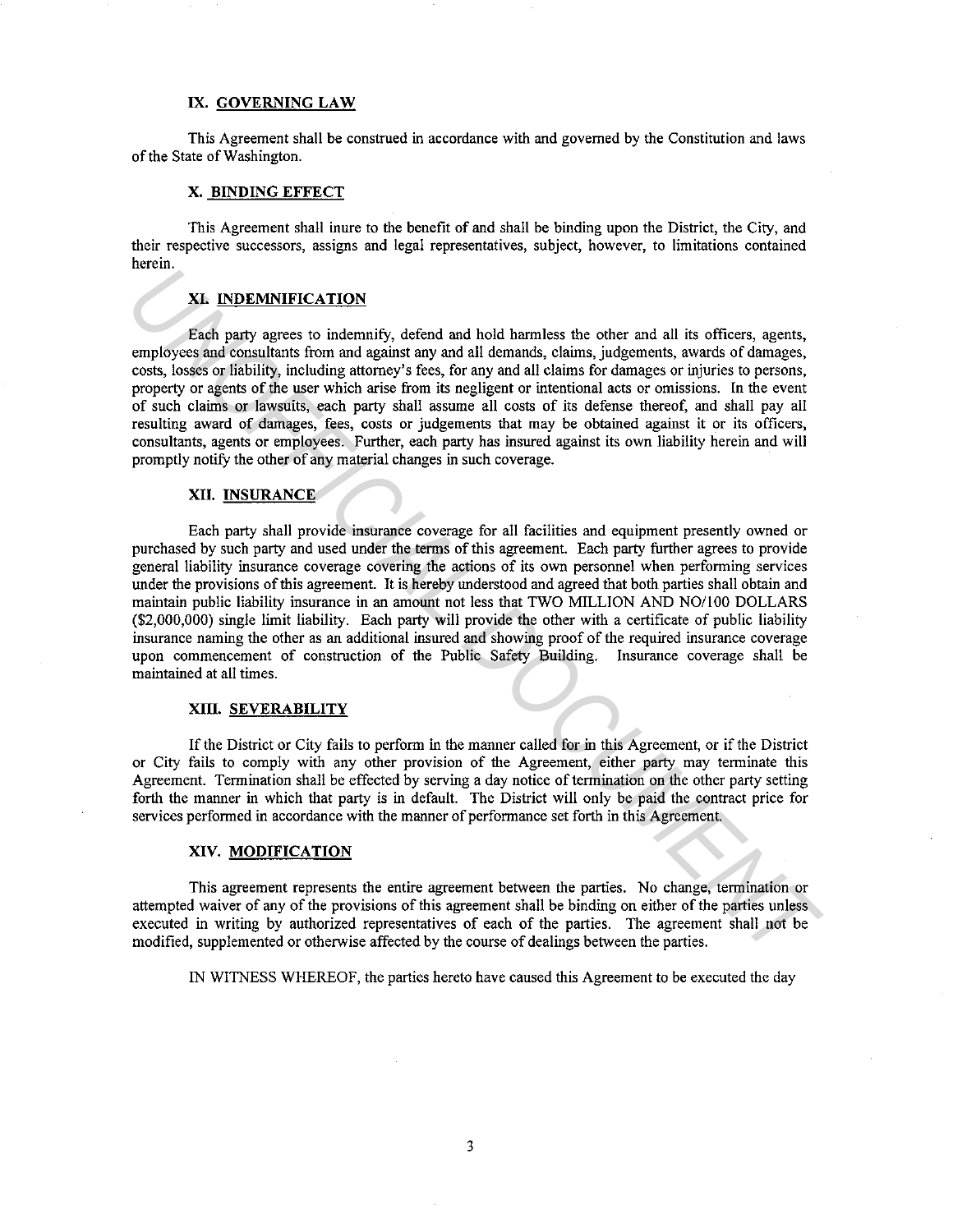### IX. GOVERNING LAW

This Agreement shall be construed in accordance with and governed by the Constitution and laws of the State of Washington.

### X. BINDING EFFECT

This Agreement shall inure to the benefit of and shall be binding upon the District, the City, and their respective successors, assigns and legal representatives, subject, however, to limitations contained herein.

### XI. INDEMNIFICATION

Each party agrees to indemnify, defend and hold harmless the other and all its officers, agents, employees and consultants from and against any and all demands, claims, judgements, awards of damages, costs, losses or liability, including attorney's fees, for any and all claims for damages or injuries to persons, property or agents of the user which arise from its negligent or intentional acts or omissions. In the event of such claims or lawsuits, each party shall assume all costs of its defense thereof, and shall pay all resulting award of damages, fees, costs or judgements that may be obtained against it or its officers, consultants, agents or employees. Further, each party has insured against its own liability herein and will promptly notify the other of any material changes in such coverage.

### XII. INSURANCE

Each party shall provide insurance coverage for all facilities and equipment presently owned or purchased by such party and used under the terms of this agreement. Each party further agrees to provide general liability insurance coverage covering the actions of its own personnel when performing services under the provisions of this agreement. It is hereby understood and agreed that both parties shall obtain and maintain public liability insurance in an amount not less that TWO MILLION AND NO/100 DOLLARS ($2,000,000) single limit liability. Each party will provide the other with a certificate of public liability insurance naming the other as an additional insured and showing proof of the required insurance coverage upon commencement of construction of the Public Safety Building. Insurance coverage shall be maintained at all times.

### XIII. SEVERABILITY

If the District or City fails to perform in the manner called for in this Agreement, or if the District or City fails to comply with any other provision of the Agreement, either party may terminate this Agreement. Termination shall be effected by serving a day notice of termination on the other party setting forth the manner in which that party is in default. The District will only be paid the contract price for services performed in accordance with the manner of performance set forth in this Agreement.

### XIV. MODIFICATION

This agreement represents the entire agreement between the parties. No change, termination or attempted waiver of any of the provisions of this agreement shall be binding on either of the parties unless executed in writing by authorized representatives of each of the parties. The agreement shall not be modified, supplemented or otherwise affected by the course of dealings between the parties.

IN WITNESS WHEREOF, the parties hereto have caused this Agreement to be executed the day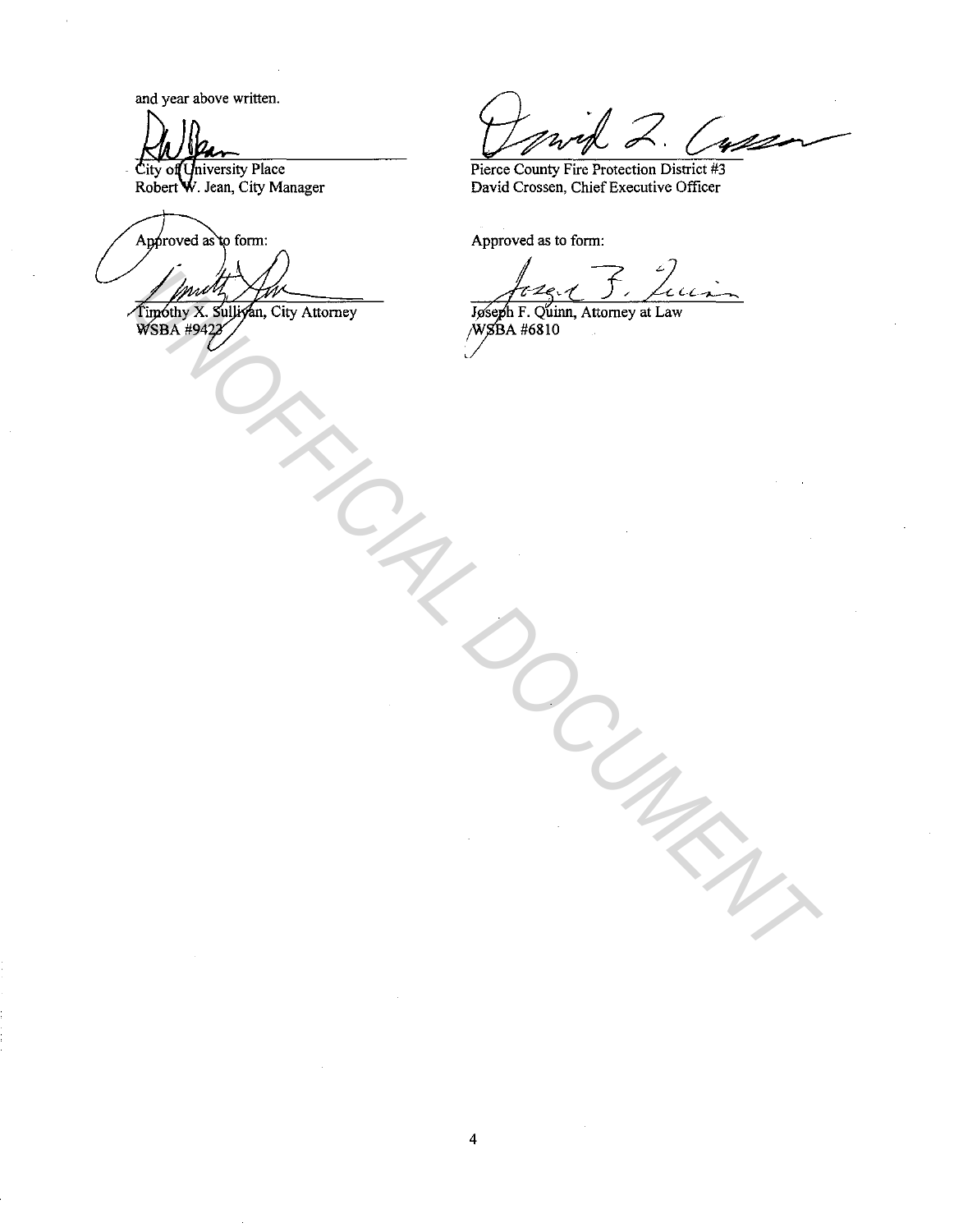and year above written.

City of University Place
Robert W. Jean, City Manager

Pierce County Fire Protection District #3
David Crossen, Chief Executive Officer

Approved as to form:

Timothy X. Sullivan, City Attorney
WSBA #9423

Approved as to form:

Joseph F. Quinn, Attorney at Law
WSBA #6810

UNOFFICIAL DOCUMENT